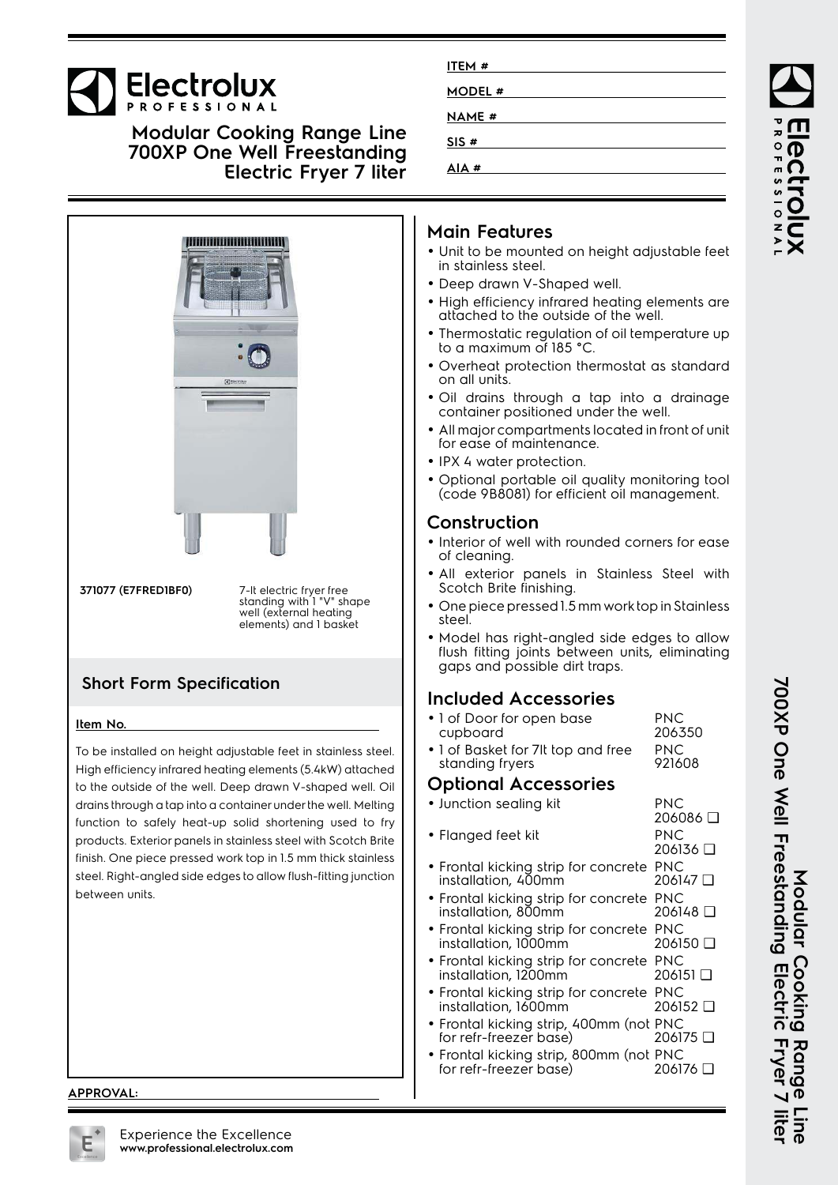# Electrolux PROFESSIONAL

## Modular Cooking Range Line 700XP One Well Freestanding Electric Fryer 7 liter

ITEM #

MODEL #

NAME #

SIS #

AIA #

**371077 (E7FRED1BF0)** 7-lt electric fryer free standing with 1 "V" shape well (external heating elements) and 1 basket

## Short Form Specification

**Item No.**

To be installed on height adjustable feet in stainless steel. High efficiency infrared heating elements (5.4kW) attached to the outside of the well. Deep drawn V-shaped well. Oil drains through a tap into a container under the well. Melting function to safely heat-up solid shortening used to fry products. Exterior panels in stainless steel with Scotch Brite finish. One piece pressed work top in 1.5 mm thick stainless steel. Right-angled side edges to allow flush-fitting junction between units.

**APPROVAL:**

## Main Features

- Unit to be mounted on height adjustable feet in stainless steel.
- Deep drawn V-Shaped well.
- High efficiency infrared heating elements are attached to the outside of the well.
- Thermostatic regulation of oil temperature up to a maximum of 185 °C.
- Overheat protection thermostat as standard on all units.
- Oil drains through a tap into a drainage container positioned under the well.
- All major compartments located in front of unit for ease of maintenance.
- IPX 4 water protection.
- Optional portable oil quality monitoring tool (code 9B8081) for efficient oil management.

## Construction

- Interior of well with rounded corners for ease of cleaning.
- All exterior panels in Stainless Steel with Scotch Brite finishing.
- One piece pressed 1.5 mm work top in Stainless steel.
- Model has right-angled side edges to allow flush fitting joints between units, eliminating gaps and possible dirt traps.

## Included Accessories

- 1 of Door for open base cupboard — PNC 206350
- 1 of Basket for 7lt top and free standing fryers — PNC 921608

## Optional Accessories

- Junction sealing kit — PNC 206086 ❑
- Flanged feet kit — PNC 206136 ❑
- Frontal kicking strip for concrete installation, 400mm — PNC 206147 ❑
- Frontal kicking strip for concrete installation, 800mm — PNC 206148 ❑
- Frontal kicking strip for concrete installation, 1000mm — PNC 206150 ❑
- Frontal kicking strip for concrete installation, 1200mm — PNC 206151 ❑
- Frontal kicking strip for concrete installation, 1600mm — PNC 206152 ❑
- Frontal kicking strip, 400mm (not for refr-freezer base) — PNC 206175 ❑
- Frontal kicking strip, 800mm (not for refr-freezer base) — PNC 206176 ❑

Experience the Excellence
**www.professional.electrolux.com**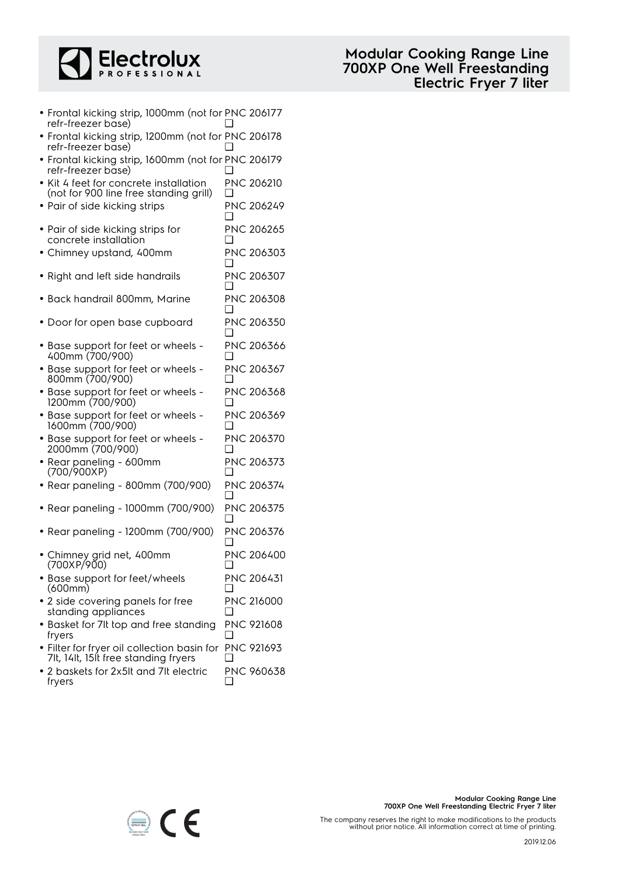- Frontal kicking strip, 1000mm (not for refr-freezer base) PNC 206177 ❑
- Frontal kicking strip, 1200mm (not for refr-freezer base) PNC 206178 ❑
- Frontal kicking strip, 1600mm (not for refr-freezer base) PNC 206179 ❑
- Kit 4 feet for concrete installation (not for 900 line free standing grill) PNC 206210 ❑
- Pair of side kicking strips PNC 206249 ❑
- Pair of side kicking strips for concrete installation PNC 206265 ❑
- Chimney upstand, 400mm PNC 206303 ❑
- Right and left side handrails PNC 206307 ❑
- Back handrail 800mm, Marine PNC 206308 ❑
- Door for open base cupboard PNC 206350 ❑
- Base support for feet or wheels - 400mm (700/900) PNC 206366 ❑
- Base support for feet or wheels - 800mm (700/900) PNC 206367 ❑
- Base support for feet or wheels - 1200mm (700/900) PNC 206368 ❑
- Base support for feet or wheels - 1600mm (700/900) PNC 206369 ❑
- Base support for feet or wheels - 2000mm (700/900) PNC 206370 ❑
- Rear paneling - 600mm (700/900XP) PNC 206373 ❑
- Rear paneling - 800mm (700/900) PNC 206374 ❑
- Rear paneling - 1000mm (700/900) PNC 206375 ❑
- Rear paneling - 1200mm (700/900) PNC 206376 ❑
- Chimney grid net, 400mm (700XP/900) PNC 206400 ❑
- Base support for feet/wheels (600mm) PNC 206431 ❑
- 2 side covering panels for free standing appliances PNC 216000 ❑
- Basket for 7lt top and free standing fryers PNC 921608 ❑
- Filter for fryer oil collection basin for 7lt, 14lt, 15lt free standing fryers PNC 921693 ❑
- 2 baskets for 2x5lt and 7lt electric fryers PNC 960638 ❑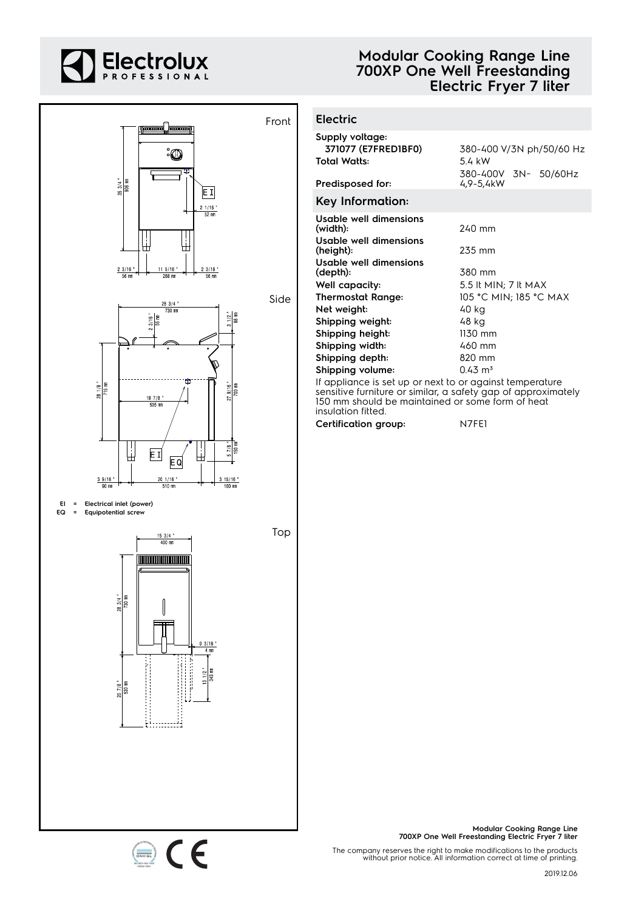# Modular Cooking Range Line 700XP One Well Freestanding Electric Fryer 7 liter

Front

35 3/4"
908 mm

EI

2 1/16"
52 mm

2 3/16"
56 mm

11 5/16"
288 mm

2 3/16"
56 mm

Side

28 3/4"
730 mm

2 3/16"
55 mm

3 1/2"
88 mm

28 1/8"
715 mm

19 7/8"
505 mm

27 9/16"
700 mm

EI

EQ

5 7/8"
150 mm

3 9/16"
90 mm

20 1/16"
510 mm

3 15/16"
100 mm

EI = Electrical inlet (power)
EQ = Equipotential screw

Top

15 3/4"
400 mm

28 3/4"
730 mm

0 3/16"
4 mm

13 1/2"
343 mm

20 7/8"
530 mm

## Electric

| | |
|---|---|
| **Supply voltage:** | |
| **371077 (E7FRED1BF0)** | 380-400 V/3N ph/50/60 Hz |
| **Total Watts:** | 5.4 kW |
| **Predisposed for:** | 380-400V 3N~ 50/60Hz 4,9-5,4kW |

## Key Information:

| | |
|---|---|
| **Usable well dimensions (width):** | 240 mm |
| **Usable well dimensions (height):** | 235 mm |
| **Usable well dimensions (depth):** | 380 mm |
| **Well capacity:** | 5.5 lt MIN; 7 lt MAX |
| **Thermostat Range:** | 105 °C MIN; 185 °C MAX |
| **Net weight:** | 40 kg |
| **Shipping weight:** | 48 kg |
| **Shipping height:** | 1130 mm |
| **Shipping width:** | 460 mm |
| **Shipping depth:** | 820 mm |
| **Shipping volume:** | 0.43 m³ |

If appliance is set up or next to or against temperature sensitive furniture or similar, a safety gap of approximately 150 mm should be maintained or some form of heat insulation fitted.

**Certification group:** N7FE1

The company reserves the right to make modifications to the products without prior notice. All information correct at time of printing.

2019.12.06